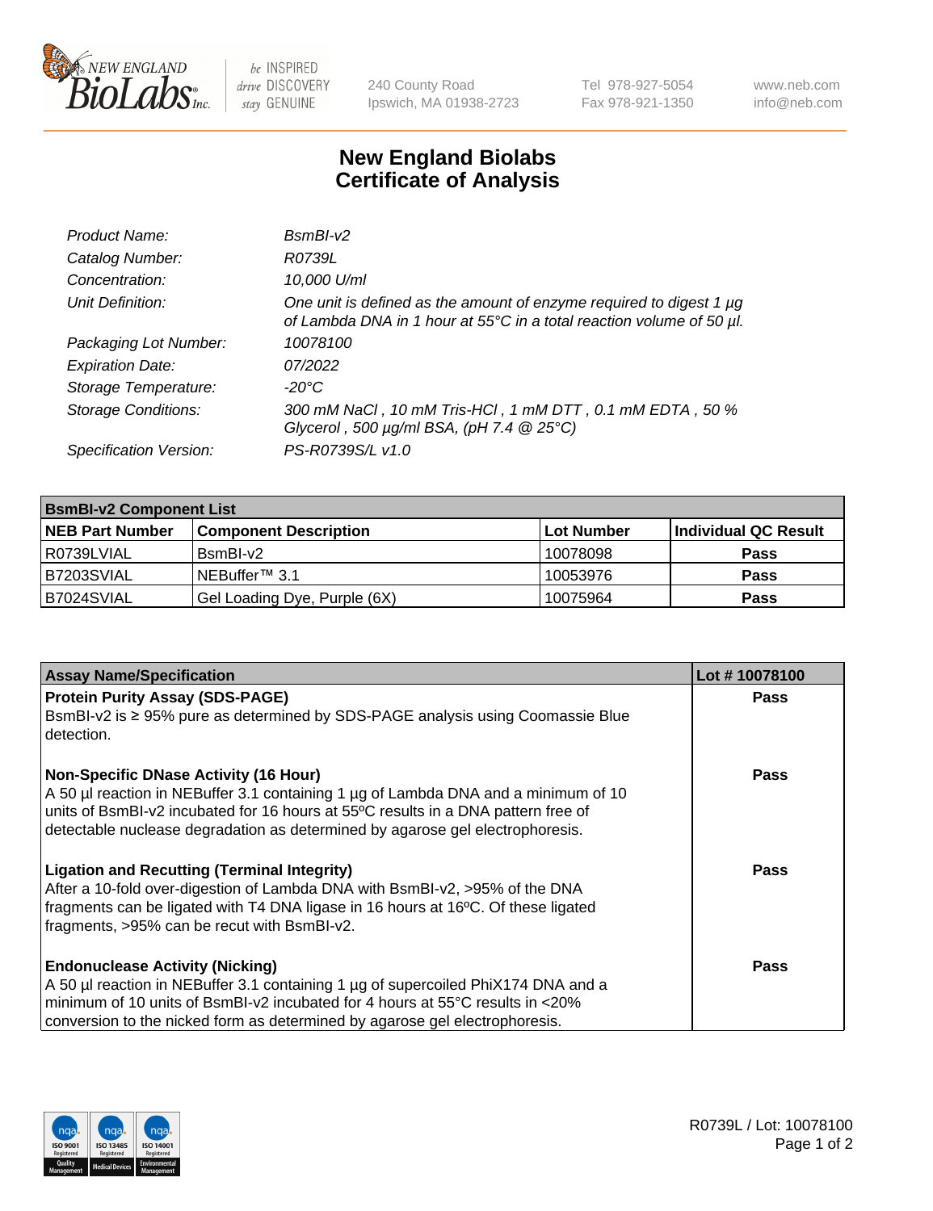# New England Biolabs Certificate of Analysis

| | |
|---|---|
| *Product Name:* | *BsmBI-v2* |
| *Catalog Number:* | *R0739L* |
| *Concentration:* | *10,000 U/ml* |
| *Unit Definition:* | *One unit is defined as the amount of enzyme required to digest 1 µg of Lambda DNA in 1 hour at 55°C in a total reaction volume of 50 µl.* |
| *Packaging Lot Number:* | *10078100* |
| *Expiration Date:* | *07/2022* |
| *Storage Temperature:* | *-20°C* |
| *Storage Conditions:* | *300 mM NaCl , 10 mM Tris-HCl , 1 mM DTT , 0.1 mM EDTA , 50 % Glycerol , 500 µg/ml BSA, (pH 7.4 @ 25°C)* |
| *Specification Version:* | *PS-R0739S/L v1.0* |

| **BsmBI-v2 Component List** | | | |
|---|---|---|---|
| **NEB Part Number** | **Component Description** | **Lot Number** | **Individual QC Result** |
| R0739LVIAL | BsmBI-v2 | 10078098 | **Pass** |
| B7203SVIAL | NEBuffer™ 3.1 | 10053976 | **Pass** |
| B7024SVIAL | Gel Loading Dye, Purple (6X) | 10075964 | **Pass** |

| **Assay Name/Specification** | **Lot # 10078100** |
|---|---|
| **Protein Purity Assay (SDS-PAGE)** BsmBI-v2 is ≥ 95% pure as determined by SDS-PAGE analysis using Coomassie Blue detection. | **Pass** |
| **Non-Specific DNase Activity (16 Hour)** A 50 µl reaction in NEBuffer 3.1 containing 1 µg of Lambda DNA and a minimum of 10 units of BsmBI-v2 incubated for 16 hours at 55ºC results in a DNA pattern free of detectable nuclease degradation as determined by agarose gel electrophoresis. | **Pass** |
| **Ligation and Recutting (Terminal Integrity)** After a 10-fold over-digestion of Lambda DNA with BsmBI-v2, >95% of the DNA fragments can be ligated with T4 DNA ligase in 16 hours at 16ºC. Of these ligated fragments, >95% can be recut with BsmBI-v2. | **Pass** |
| **Endonuclease Activity (Nicking)** A 50 µl reaction in NEBuffer 3.1 containing 1 µg of supercoiled PhiX174 DNA and a minimum of 10 units of BsmBI-v2 incubated for 4 hours at 55°C results in <20% conversion to the nicked form as determined by agarose gel electrophoresis. | **Pass** |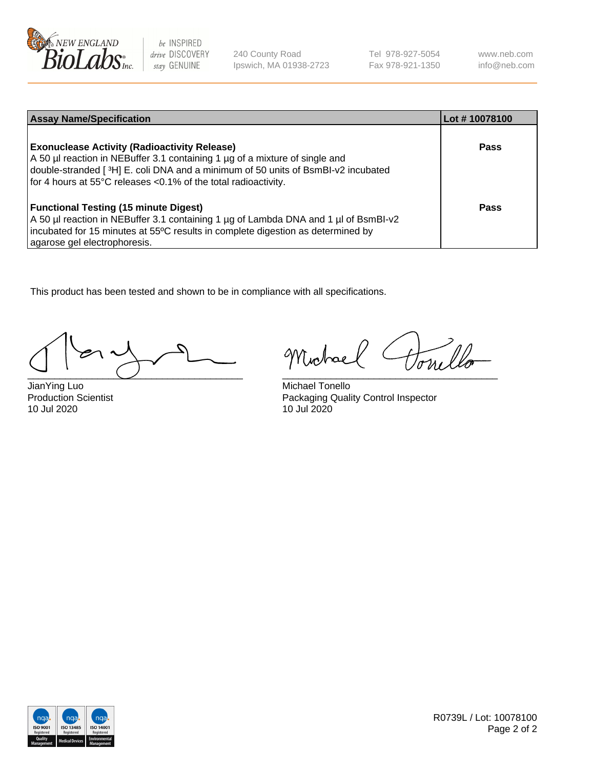240 County Road
Ipswich, MA 01938-2723

Tel 978-927-5054
Fax 978-921-1350

www.neb.com
info@neb.com

| Assay Name/Specification | Lot # 10078100 |
|---|---|
| **Exonuclease Activity (Radioactivity Release)**<br>A 50 µl reaction in NEBuffer 3.1 containing 1 µg of a mixture of single and double-stranded [ $^3$H] E. coli DNA and a minimum of 50 units of BsmBI-v2 incubated for 4 hours at 55°C releases <0.1% of the total radioactivity. | **Pass** |
| **Functional Testing (15 minute Digest)**<br>A 50 µl reaction in NEBuffer 3.1 containing 1 µg of Lambda DNA and 1 µl of BsmBI-v2 incubated for 15 minutes at 55ºC results in complete digestion as determined by agarose gel electrophoresis. | **Pass** |

This product has been tested and shown to be in compliance with all specifications.

JianYing Luo
Production Scientist
10 Jul 2020

Michael Tonello
Packaging Quality Control Inspector
10 Jul 2020

R0739L / Lot: 10078100